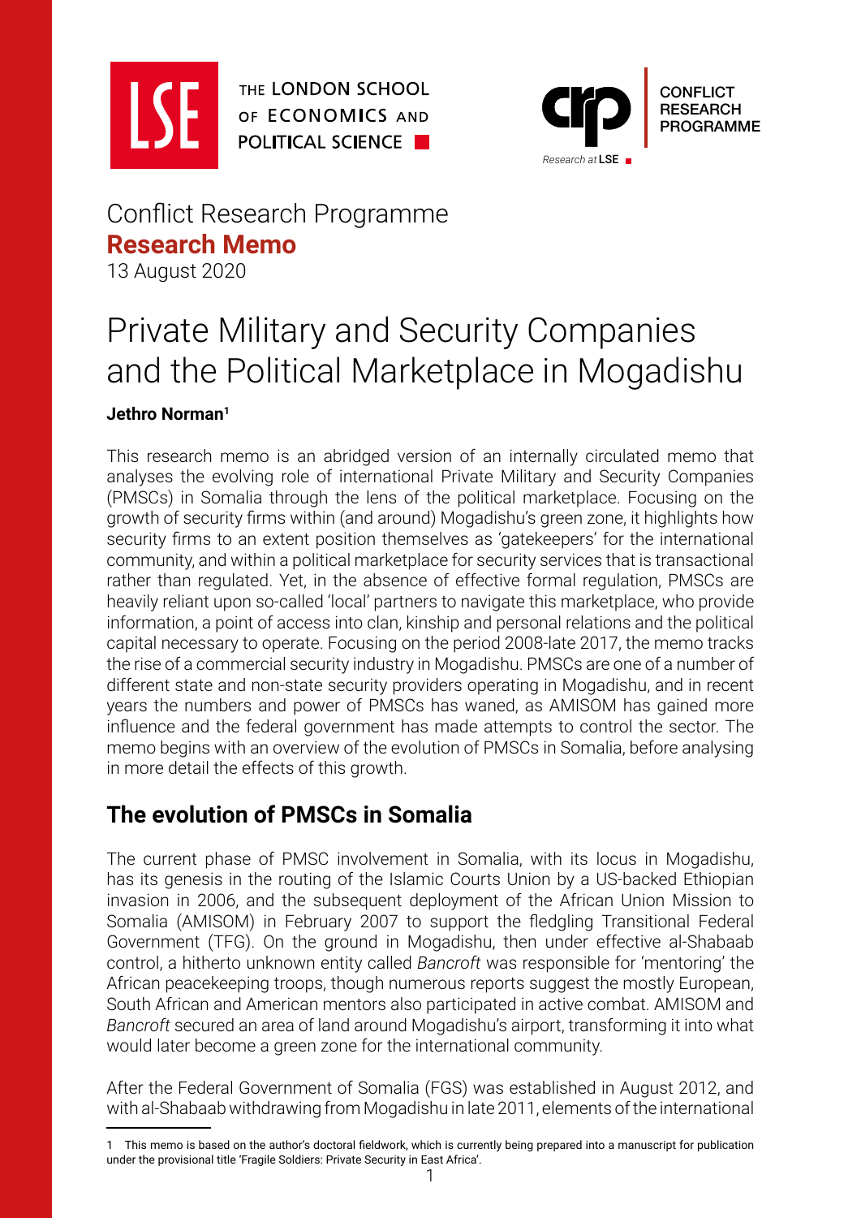Conflict Research Programme

**Research Memo**

13 August 2020

# Private Military and Security Companies and the Political Marketplace in Mogadishu

**Jethro Norman**[1]

This research memo is an abridged version of an internally circulated memo that analyses the evolving role of international Private Military and Security Companies (PMSCs) in Somalia through the lens of the political marketplace. Focusing on the growth of security firms within (and around) Mogadishu's green zone, it highlights how security firms to an extent position themselves as 'gatekeepers' for the international community, and within a political marketplace for security services that is transactional rather than regulated. Yet, in the absence of effective formal regulation, PMSCs are heavily reliant upon so-called 'local' partners to navigate this marketplace, who provide information, a point of access into clan, kinship and personal relations and the political capital necessary to operate. Focusing on the period 2008-late 2017, the memo tracks the rise of a commercial security industry in Mogadishu. PMSCs are one of a number of different state and non-state security providers operating in Mogadishu, and in recent years the numbers and power of PMSCs has waned, as AMISOM has gained more influence and the federal government has made attempts to control the sector. The memo begins with an overview of the evolution of PMSCs in Somalia, before analysing in more detail the effects of this growth.

## The evolution of PMSCs in Somalia

The current phase of PMSC involvement in Somalia, with its locus in Mogadishu, has its genesis in the routing of the Islamic Courts Union by a US-backed Ethiopian invasion in 2006, and the subsequent deployment of the African Union Mission to Somalia (AMISOM) in February 2007 to support the fledgling Transitional Federal Government (TFG). On the ground in Mogadishu, then under effective al-Shabaab control, a hitherto unknown entity called *Bancroft* was responsible for 'mentoring' the African peacekeeping troops, though numerous reports suggest the mostly European, South African and American mentors also participated in active combat. AMISOM and *Bancroft* secured an area of land around Mogadishu's airport, transforming it into what would later become a green zone for the international community.

After the Federal Government of Somalia (FGS) was established in August 2012, and with al-Shabaab withdrawing from Mogadishu in late 2011, elements of the international

---

1 This memo is based on the author's doctoral fieldwork, which is currently being prepared into a manuscript for publication under the provisional title 'Fragile Soldiers: Private Security in East Africa'.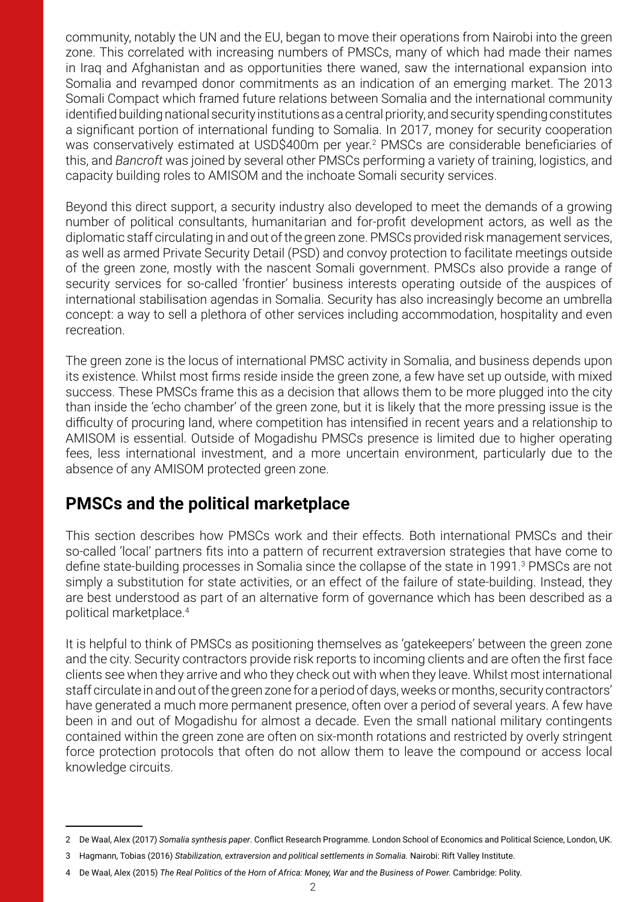community, notably the UN and the EU, began to move their operations from Nairobi into the green zone. This correlated with increasing numbers of PMSCs, many of which had made their names in Iraq and Afghanistan and as opportunities there waned, saw the international expansion into Somalia and revamped donor commitments as an indication of an emerging market. The 2013 Somali Compact which framed future relations between Somalia and the international community identified building national security institutions as a central priority, and security spending constitutes a significant portion of international funding to Somalia. In 2017, money for security cooperation was conservatively estimated at USD$400m per year.[2] PMSCs are considerable beneficiaries of this, and *Bancroft* was joined by several other PMSCs performing a variety of training, logistics, and capacity building roles to AMISOM and the inchoate Somali security services.

Beyond this direct support, a security industry also developed to meet the demands of a growing number of political consultants, humanitarian and for-profit development actors, as well as the diplomatic staff circulating in and out of the green zone. PMSCs provided risk management services, as well as armed Private Security Detail (PSD) and convoy protection to facilitate meetings outside of the green zone, mostly with the nascent Somali government. PMSCs also provide a range of security services for so-called 'frontier' business interests operating outside of the auspices of international stabilisation agendas in Somalia. Security has also increasingly become an umbrella concept: a way to sell a plethora of other services including accommodation, hospitality and even recreation.

The green zone is the locus of international PMSC activity in Somalia, and business depends upon its existence. Whilst most firms reside inside the green zone, a few have set up outside, with mixed success. These PMSCs frame this as a decision that allows them to be more plugged into the city than inside the 'echo chamber' of the green zone, but it is likely that the more pressing issue is the difficulty of procuring land, where competition has intensified in recent years and a relationship to AMISOM is essential. Outside of Mogadishu PMSCs presence is limited due to higher operating fees, less international investment, and a more uncertain environment, particularly due to the absence of any AMISOM protected green zone.

## PMSCs and the political marketplace

This section describes how PMSCs work and their effects. Both international PMSCs and their so-called 'local' partners fits into a pattern of recurrent extraversion strategies that have come to define state-building processes in Somalia since the collapse of the state in 1991.[3] PMSCs are not simply a substitution for state activities, or an effect of the failure of state-building. Instead, they are best understood as part of an alternative form of governance which has been described as a political marketplace.[4]

It is helpful to think of PMSCs as positioning themselves as 'gatekeepers' between the green zone and the city. Security contractors provide risk reports to incoming clients and are often the first face clients see when they arrive and who they check out with when they leave. Whilst most international staff circulate in and out of the green zone for a period of days, weeks or months, security contractors' have generated a much more permanent presence, often over a period of several years. A few have been in and out of Mogadishu for almost a decade. Even the small national military contingents contained within the green zone are often on six-month rotations and restricted by overly stringent force protection protocols that often do not allow them to leave the compound or access local knowledge circuits.

---

2 De Waal, Alex (2017) *Somalia synthesis paper*. Conflict Research Programme. London School of Economics and Political Science, London, UK.

3 Hagmann, Tobias (2016) *Stabilization, extraversion and political settlements in Somalia.* Nairobi: Rift Valley Institute.

4 De Waal, Alex (2015) *The Real Politics of the Horn of Africa: Money, War and the Business of Power.* Cambridge: Polity.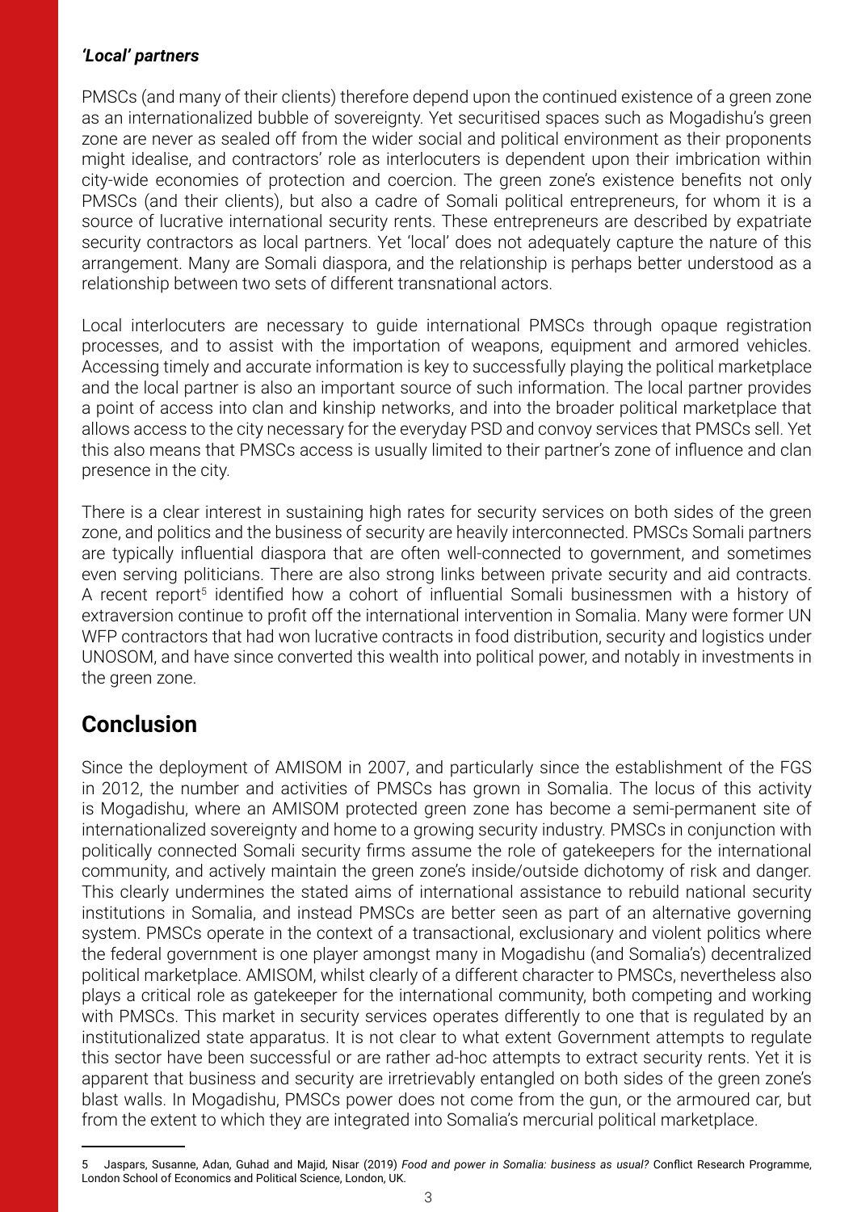### *'Local' partners*

PMSCs (and many of their clients) therefore depend upon the continued existence of a green zone as an internationalized bubble of sovereignty. Yet securitised spaces such as Mogadishu's green zone are never as sealed off from the wider social and political environment as their proponents might idealise, and contractors' role as interlocuters is dependent upon their imbrication within city-wide economies of protection and coercion. The green zone's existence benefits not only PMSCs (and their clients), but also a cadre of Somali political entrepreneurs, for whom it is a source of lucrative international security rents. These entrepreneurs are described by expatriate security contractors as local partners. Yet 'local' does not adequately capture the nature of this arrangement. Many are Somali diaspora, and the relationship is perhaps better understood as a relationship between two sets of different transnational actors.

Local interlocuters are necessary to guide international PMSCs through opaque registration processes, and to assist with the importation of weapons, equipment and armored vehicles. Accessing timely and accurate information is key to successfully playing the political marketplace and the local partner is also an important source of such information. The local partner provides a point of access into clan and kinship networks, and into the broader political marketplace that allows access to the city necessary for the everyday PSD and convoy services that PMSCs sell. Yet this also means that PMSCs access is usually limited to their partner's zone of influence and clan presence in the city.

There is a clear interest in sustaining high rates for security services on both sides of the green zone, and politics and the business of security are heavily interconnected. PMSCs Somali partners are typically influential diaspora that are often well-connected to government, and sometimes even serving politicians. There are also strong links between private security and aid contracts. A recent report[5] identified how a cohort of influential Somali businessmen with a history of extraversion continue to profit off the international intervention in Somalia. Many were former UN WFP contractors that had won lucrative contracts in food distribution, security and logistics under UNOSOM, and have since converted this wealth into political power, and notably in investments in the green zone.

## Conclusion

Since the deployment of AMISOM in 2007, and particularly since the establishment of the FGS in 2012, the number and activities of PMSCs has grown in Somalia. The locus of this activity is Mogadishu, where an AMISOM protected green zone has become a semi-permanent site of internationalized sovereignty and home to a growing security industry. PMSCs in conjunction with politically connected Somali security firms assume the role of gatekeepers for the international community, and actively maintain the green zone's inside/outside dichotomy of risk and danger. This clearly undermines the stated aims of international assistance to rebuild national security institutions in Somalia, and instead PMSCs are better seen as part of an alternative governing system. PMSCs operate in the context of a transactional, exclusionary and violent politics where the federal government is one player amongst many in Mogadishu (and Somalia's) decentralized political marketplace. AMISOM, whilst clearly of a different character to PMSCs, nevertheless also plays a critical role as gatekeeper for the international community, both competing and working with PMSCs. This market in security services operates differently to one that is regulated by an institutionalized state apparatus. It is not clear to what extent Government attempts to regulate this sector have been successful or are rather ad-hoc attempts to extract security rents. Yet it is apparent that business and security are irretrievably entangled on both sides of the green zone's blast walls. In Mogadishu, PMSCs power does not come from the gun, or the armoured car, but from the extent to which they are integrated into Somalia's mercurial political marketplace.

---

5 Jaspars, Susanne, Adan, Guhad and Majid, Nisar (2019) *Food and power in Somalia: business as usual?* Conflict Research Programme, London School of Economics and Political Science, London, UK.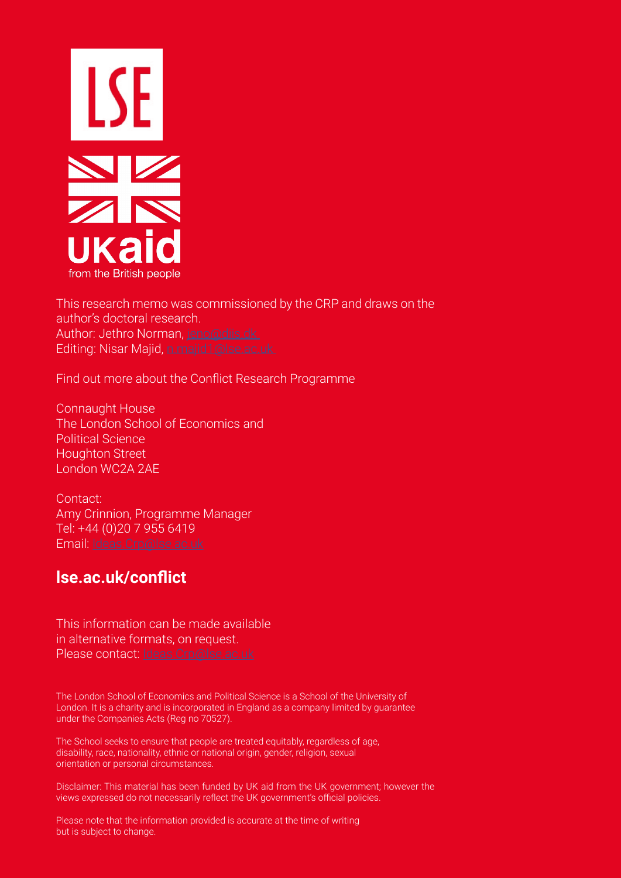LSE

UKaid
from the British people

This research memo was commissioned by the CRP and draws on the author's doctoral research.
Author: Jethro Norman, jeno@diis.dk
Editing: Nisar Majid, n.majid1@lse.ac.uk

Find out more about the Conflict Research Programme

Connaught House
The London School of Economics and Political Science
Houghton Street
London WC2A 2AE

Contact:
Amy Crinnion, Programme Manager
Tel: +44 (0)20 7 955 6419
Email: Ideas.Crp@lse.ac.uk

## lse.ac.uk/conflict

This information can be made available in alternative formats, on request.
Please contact: Ideas.Crp@lse.ac.uk

The London School of Economics and Political Science is a School of the University of London. It is a charity and is incorporated in England as a company limited by guarantee under the Companies Acts (Reg no 70527).

The School seeks to ensure that people are treated equitably, regardless of age, disability, race, nationality, ethnic or national origin, gender, religion, sexual orientation or personal circumstances.

Disclaimer: This material has been funded by UK aid from the UK government; however the views expressed do not necessarily reflect the UK government's official policies.

Please note that the information provided is accurate at the time of writing but is subject to change.